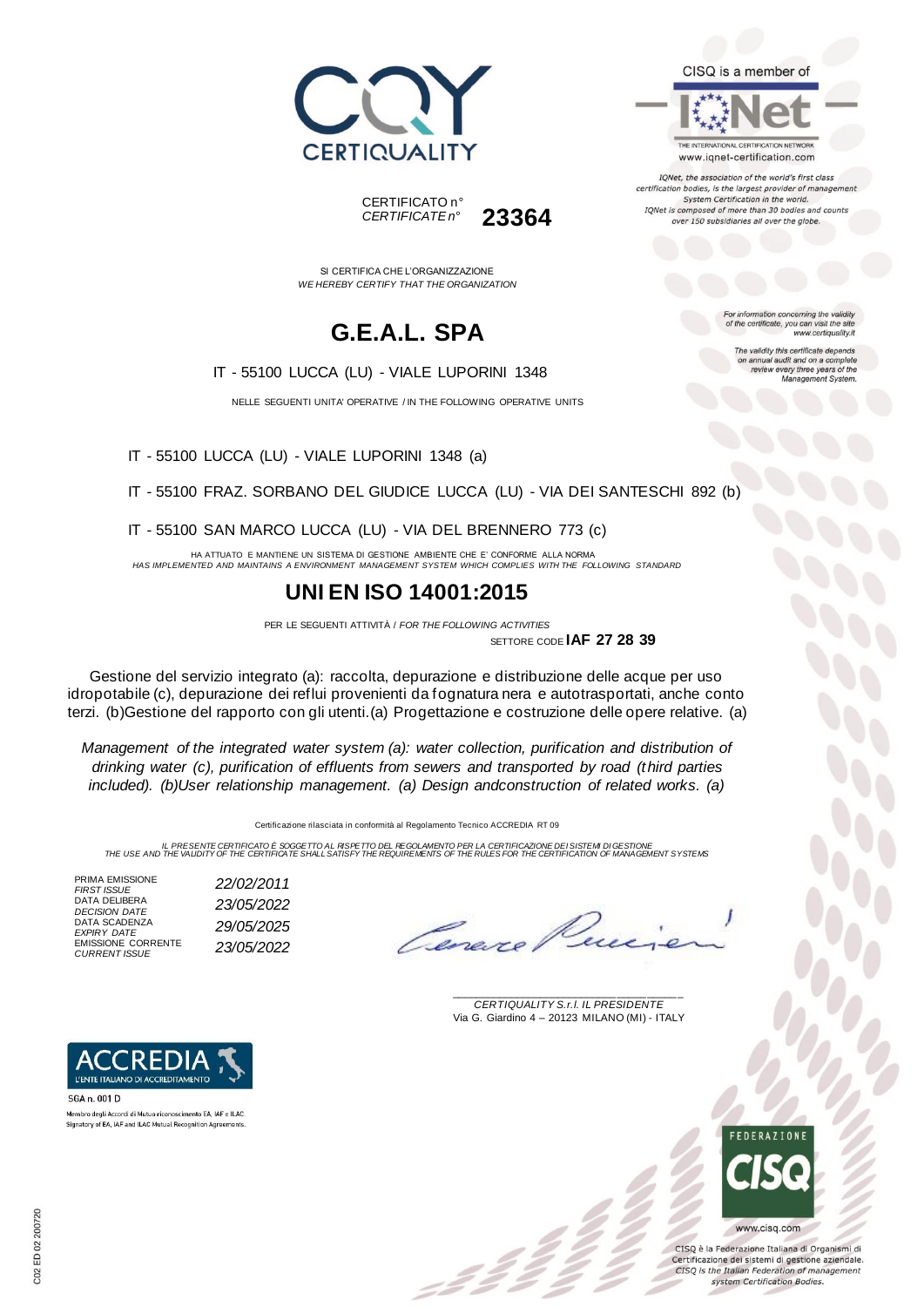CERTIQUALITY

CISQ is a member of

IQNet

THE INTERNATIONAL CERTIFICATION NETWORK
www.iqnet-certification.com

*IQNet, the association of the world's first class certification bodies, is the largest provider of management System Certification in the world. IQNet is composed of more than 30 bodies and counts over 150 subsidiaries all over the globe.*

CERTIFICATO n°
*CERTIFICATE n°* **23364**

SI CERTIFICA CHE L'ORGANIZZAZIONE
*WE HEREBY CERTIFY THAT THE ORGANIZATION*

# G.E.A.L. SPA

IT - 55100 LUCCA (LU) - VIALE LUPORINI 1348

NELLE SEGUENTI UNITA' OPERATIVE / IN THE FOLLOWING OPERATIVE UNITS

IT - 55100 LUCCA (LU) - VIALE LUPORINI 1348 (a)

IT - 55100 FRAZ. SORBANO DEL GIUDICE LUCCA (LU) - VIA DEI SANTESCHI 892 (b)

IT - 55100 SAN MARCO LUCCA (LU) - VIA DEL BRENNERO 773 (c)

*For information concerning the validity of the certificate, you can visit the site www.certiquality.it*

*The validity this certificate depends on annual audit and on a complete review every three years of the Management System.*

HA ATTUATO E MANTIENE UN SISTEMA DI GESTIONE AMBIENTE CHE E' CONFORME ALLA NORMA
*HAS IMPLEMENTED AND MAINTAINS A ENVIRONMENT MANAGEMENT SYSTEM WHICH COMPLIES WITH THE FOLLOWING STANDARD*

## UNI EN ISO 14001:2015

PER LE SEGUENTI ATTIVITÀ / *FOR THE FOLLOWING ACTIVITIES*

SETTORE CODE **IAF 27 28 39**

Gestione del servizio integrato (a): raccolta, depurazione e distribuzione delle acque per uso idropotabile (c), depurazione dei reflui provenienti da fognatura nera e autotrasportati, anche conto terzi. (b)Gestione del rapporto con gli utenti.(a) Progettazione e costruzione delle opere relative. (a)

*Management of the integrated water system (a): water collection, purification and distribution of drinking water (c), purification of effluents from sewers and transported by road (third parties included). (b)User relationship management. (a) Design andconstruction of related works. (a)*

Certificazione rilasciata in conformità al Regolamento Tecnico ACCREDIA RT 09

*IL PRESENTE CERTIFICATO È SOGGETTO AL RISPETTO DEL REGOLAMENTO PER LA CERTIFICAZIONE DEI SISTEMI DI GESTIONE*
*THE USE AND THE VALIDITY OF THE CERTIFICATE SHALL SATISFY THE REQUIREMENTS OF THE RULES FOR THE CERTIFICATION OF MANAGEMENT SYSTEMS*

| | |
|---|---|
| PRIMA EMISSIONE *FIRST ISSUE* | *22/02/2011* |
| DATA DELIBERA *DECISION DATE* | *23/05/2022* |
| DATA SCADENZA *EXPIRY DATE* | *29/05/2025* |
| EMISSIONE CORRENTE *CURRENT ISSUE* | *23/05/2022* |

*CERTIQUALITY S.r.l. IL PRESIDENTE*
Via G. Giardino 4 – 20123 MILANO (MI) - ITALY

ACCREDIA
L'ENTE ITALIANO DI ACCREDITAMENTO

SGA n. 001 D

Membro degli Accordi di Mutuo riconoscimento EA, IAF e ILAC.
Signatory of EA, IAF and ILAC Mutual Recognition Agreements.

FEDERAZIONE CISQ

www.cisq.com

CISQ è la Federazione Italiana di Organismi di Certificazione dei sistemi di gestione aziendale.
*CISQ is the Italian Federation of management system Certification Bodies.*

C02 ED 02 200720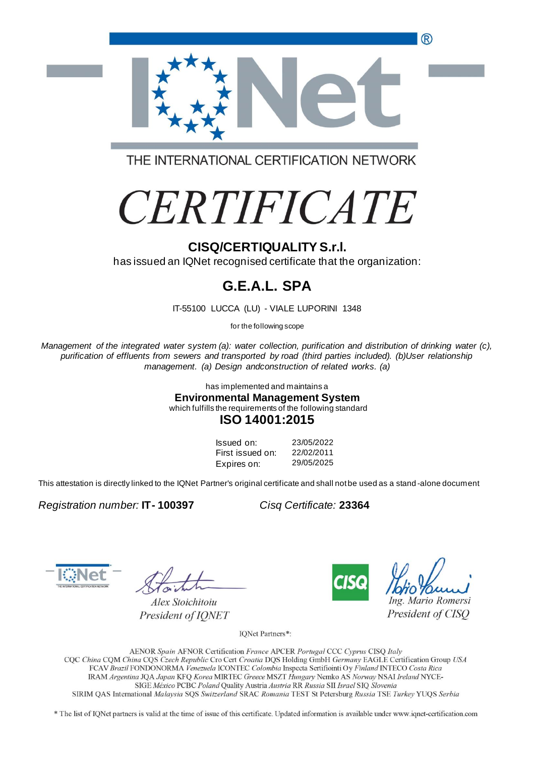THE INTERNATIONAL CERTIFICATION NETWORK

# CERTIFICATE

## CISQ/CERTIQUALITY S.r.l.

has issued an IQNet recognised certificate that the organization:

## G.E.A.L. SPA

IT-55100 LUCCA (LU) - VIALE LUPORINI 1348

for the following scope

*Management of the integrated water system (a): water collection, purification and distribution of drinking water (c), purification of effluents from sewers and transported by road (third parties included). (b)User relationship management. (a) Design andconstruction of related works. (a)*

has implemented and maintains a

**Environmental Management System**

which fulfills the requirements of the following standard

**ISO 14001:2015**

| | |
|---|---|
| Issued on: | 23/05/2022 |
| First issued on: | 22/02/2011 |
| Expires on: | 29/05/2025 |

This attestation is directly linked to the IQNet Partner's original certificate and shall not be used as a stand-alone document

*Registration number:* **IT - 100397** *Cisq Certificate:* **23364**

*Alex Stoichitoiu*
*President of IQNET*

*Ing. Mario Romersi*
*President of CISQ*

IQNet Partners*:

AENOR *Spain* AFNOR Certification *France* APCER *Portugal* CCC *Cyprus* CISQ *Italy*
CQC *China* CQM *China* CQS *Czech Republic* Cro Cert *Croatia* DQS Holding GmbH *Germany* EAGLE Certification Group *USA*
FCAV *Brazil* FONDONORMA *Venezuela* ICONTEC *Colombia* Inspecta Sertifiointi Oy *Finland* INTECO *Costa Rica*
IRAM *Argentina* JQA *Japan* KFQ *Korea* MIRTEC *Greece* MSZT *Hungary* Nemko AS *Norway* NSAI *Ireland* NYCE-SIGE *México* PCBC *Poland* Quality Austria *Austria* RR *Russia* SII *Israel* SIQ *Slovenia*
SIRIM QAS International *Malaysia* SQS *Switzerland* SRAC *Romania* TEST St Petersburg *Russia* TSE *Turkey* YUQS *Serbia*

* The list of IQNet partners is valid at the time of issue of this certificate. Updated information is available under www.iqnet-certification.com